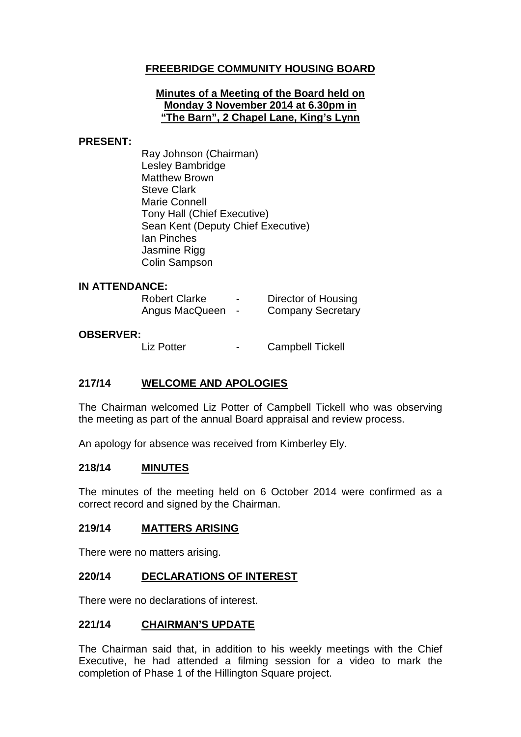# FREEBRIDGE COMMUNITY HOUSING BOARD

**Minutes of a Meeting of the Board held on Monday 3 November 2014 at 6.30pm in "The Barn", 2 Chapel Lane, King's Lynn**

**PRESENT:**

Ray Johnson (Chairman)
Lesley Bambridge
Matthew Brown
Steve Clark
Marie Connell
Tony Hall (Chief Executive)
Sean Kent (Deputy Chief Executive)
Ian Pinches
Jasmine Rigg
Colin Sampson

**IN ATTENDANCE:**

| | | |
|---|---|---|
| Robert Clarke | - | Director of Housing |
| Angus MacQueen | - | Company Secretary |

**OBSERVER:**

| | | |
|---|---|---|
| Liz Potter | - | Campbell Tickell |

## 217/14 WELCOME AND APOLOGIES

The Chairman welcomed Liz Potter of Campbell Tickell who was observing the meeting as part of the annual Board appraisal and review process.

An apology for absence was received from Kimberley Ely.

## 218/14 MINUTES

The minutes of the meeting held on 6 October 2014 were confirmed as a correct record and signed by the Chairman.

## 219/14 MATTERS ARISING

There were no matters arising.

## 220/14 DECLARATIONS OF INTEREST

There were no declarations of interest.

## 221/14 CHAIRMAN'S UPDATE

The Chairman said that, in addition to his weekly meetings with the Chief Executive, he had attended a filming session for a video to mark the completion of Phase 1 of the Hillington Square project.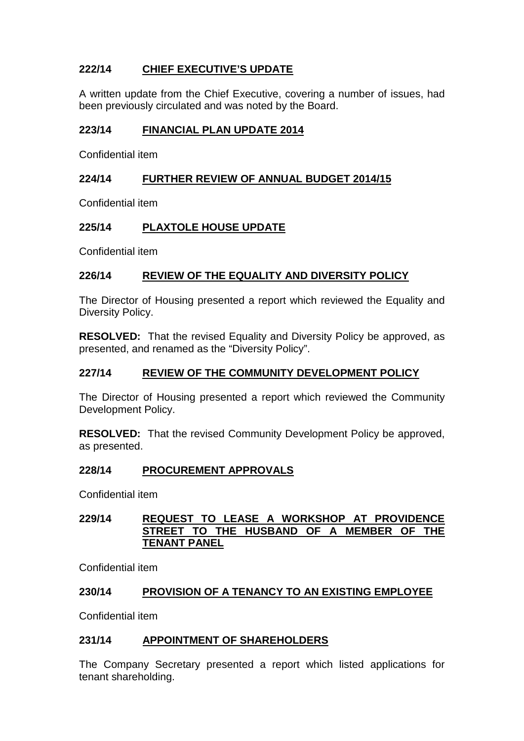## 222/14 CHIEF EXECUTIVE'S UPDATE

A written update from the Chief Executive, covering a number of issues, had been previously circulated and was noted by the Board.

## 223/14 FINANCIAL PLAN UPDATE 2014

Confidential item

## 224/14 FURTHER REVIEW OF ANNUAL BUDGET 2014/15

Confidential item

## 225/14 PLAXTOLE HOUSE UPDATE

Confidential item

## 226/14 REVIEW OF THE EQUALITY AND DIVERSITY POLICY

The Director of Housing presented a report which reviewed the Equality and Diversity Policy.

**RESOLVED:** That the revised Equality and Diversity Policy be approved, as presented, and renamed as the "Diversity Policy".

## 227/14 REVIEW OF THE COMMUNITY DEVELOPMENT POLICY

The Director of Housing presented a report which reviewed the Community Development Policy.

**RESOLVED:** That the revised Community Development Policy be approved, as presented.

## 228/14 PROCUREMENT APPROVALS

Confidential item

## 229/14 REQUEST TO LEASE A WORKSHOP AT PROVIDENCE STREET TO THE HUSBAND OF A MEMBER OF THE TENANT PANEL

Confidential item

## 230/14 PROVISION OF A TENANCY TO AN EXISTING EMPLOYEE

Confidential item

## 231/14 APPOINTMENT OF SHAREHOLDERS

The Company Secretary presented a report which listed applications for tenant shareholding.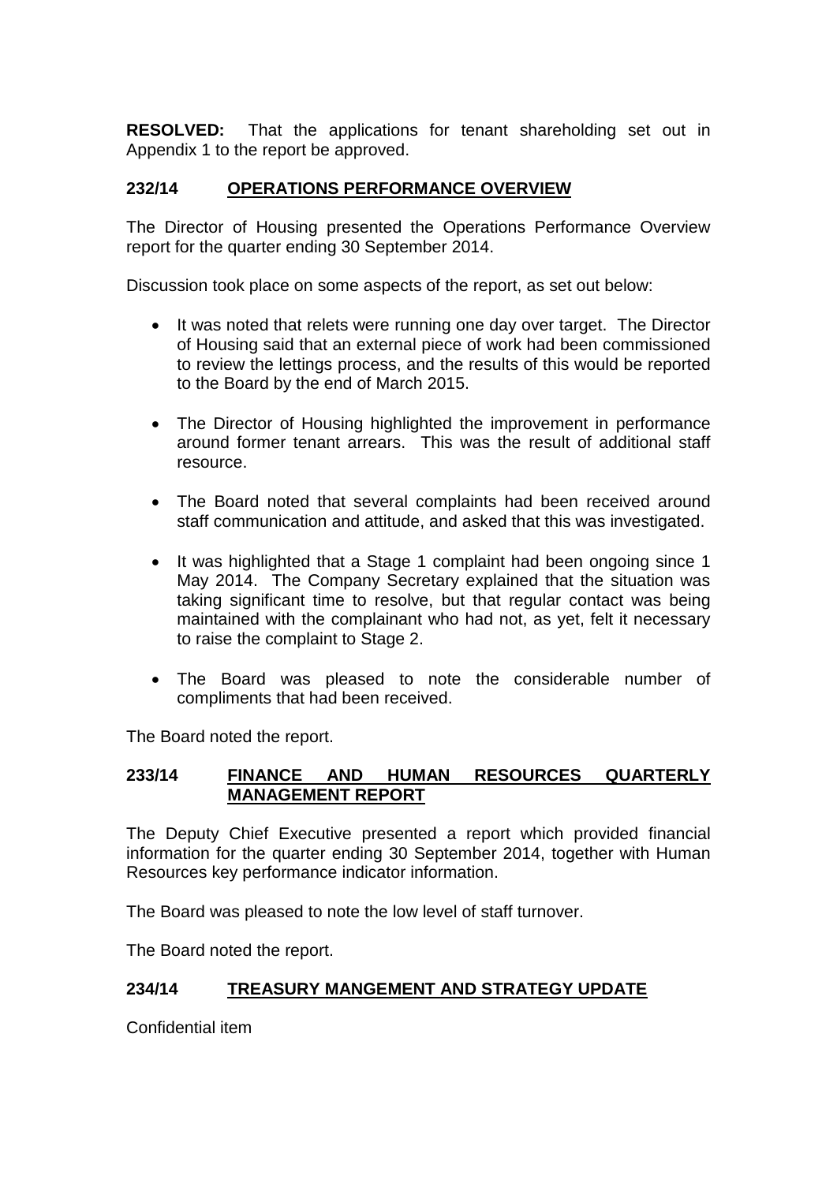**RESOLVED:** That the applications for tenant shareholding set out in Appendix 1 to the report be approved.

## 232/14 OPERATIONS PERFORMANCE OVERVIEW

The Director of Housing presented the Operations Performance Overview report for the quarter ending 30 September 2014.

Discussion took place on some aspects of the report, as set out below:

- It was noted that relets were running one day over target. The Director of Housing said that an external piece of work had been commissioned to review the lettings process, and the results of this would be reported to the Board by the end of March 2015.
- The Director of Housing highlighted the improvement in performance around former tenant arrears. This was the result of additional staff resource.
- The Board noted that several complaints had been received around staff communication and attitude, and asked that this was investigated.
- It was highlighted that a Stage 1 complaint had been ongoing since 1 May 2014. The Company Secretary explained that the situation was taking significant time to resolve, but that regular contact was being maintained with the complainant who had not, as yet, felt it necessary to raise the complaint to Stage 2.
- The Board was pleased to note the considerable number of compliments that had been received.

The Board noted the report.

## 233/14 FINANCE AND HUMAN RESOURCES QUARTERLY MANAGEMENT REPORT

The Deputy Chief Executive presented a report which provided financial information for the quarter ending 30 September 2014, together with Human Resources key performance indicator information.

The Board was pleased to note the low level of staff turnover.

The Board noted the report.

## 234/14 TREASURY MANGEMENT AND STRATEGY UPDATE

Confidential item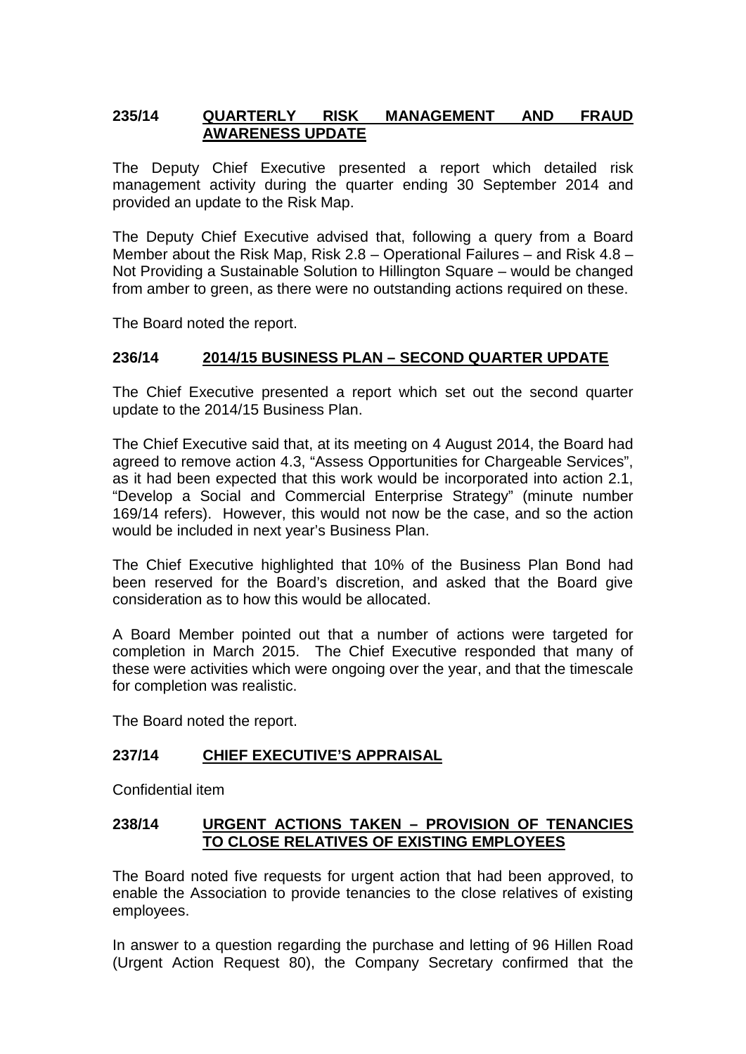## 235/14 QUARTERLY RISK MANAGEMENT AND FRAUD AWARENESS UPDATE

The Deputy Chief Executive presented a report which detailed risk management activity during the quarter ending 30 September 2014 and provided an update to the Risk Map.

The Deputy Chief Executive advised that, following a query from a Board Member about the Risk Map, Risk 2.8 – Operational Failures – and Risk 4.8 – Not Providing a Sustainable Solution to Hillington Square – would be changed from amber to green, as there were no outstanding actions required on these.

The Board noted the report.

## 236/14 2014/15 BUSINESS PLAN – SECOND QUARTER UPDATE

The Chief Executive presented a report which set out the second quarter update to the 2014/15 Business Plan.

The Chief Executive said that, at its meeting on 4 August 2014, the Board had agreed to remove action 4.3, "Assess Opportunities for Chargeable Services", as it had been expected that this work would be incorporated into action 2.1, "Develop a Social and Commercial Enterprise Strategy" (minute number 169/14 refers). However, this would not now be the case, and so the action would be included in next year's Business Plan.

The Chief Executive highlighted that 10% of the Business Plan Bond had been reserved for the Board's discretion, and asked that the Board give consideration as to how this would be allocated.

A Board Member pointed out that a number of actions were targeted for completion in March 2015. The Chief Executive responded that many of these were activities which were ongoing over the year, and that the timescale for completion was realistic.

The Board noted the report.

## 237/14 CHIEF EXECUTIVE'S APPRAISAL

Confidential item

## 238/14 URGENT ACTIONS TAKEN – PROVISION OF TENANCIES TO CLOSE RELATIVES OF EXISTING EMPLOYEES

The Board noted five requests for urgent action that had been approved, to enable the Association to provide tenancies to the close relatives of existing employees.

In answer to a question regarding the purchase and letting of 96 Hillen Road (Urgent Action Request 80), the Company Secretary confirmed that the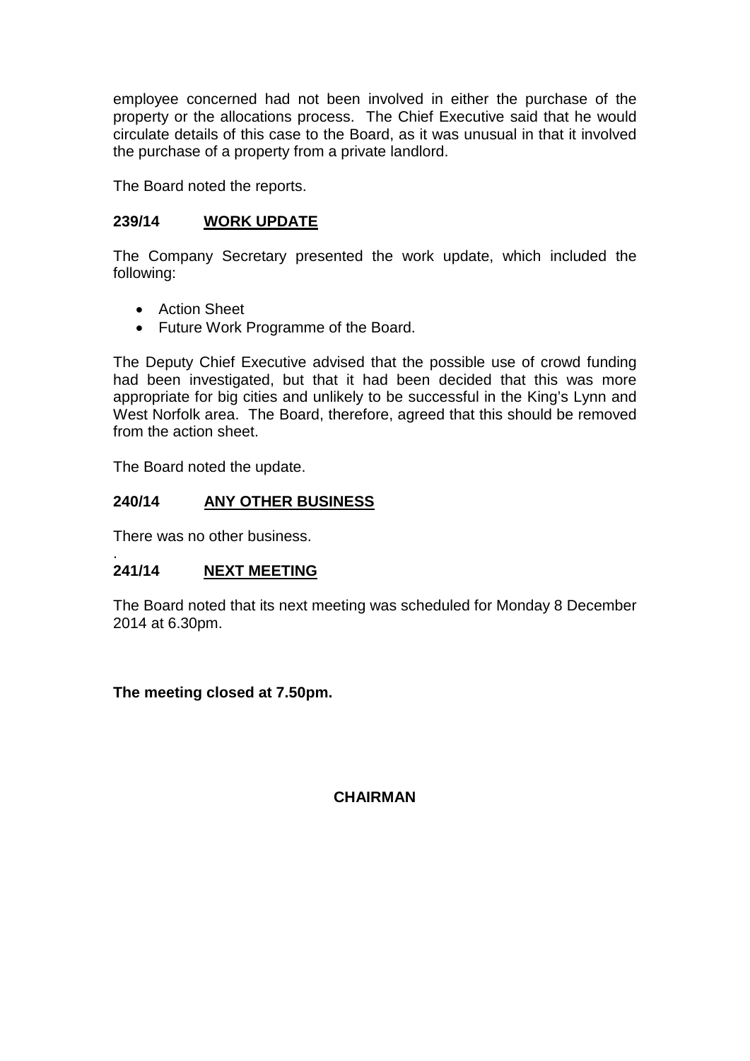employee concerned had not been involved in either the purchase of the property or the allocations process. The Chief Executive said that he would circulate details of this case to the Board, as it was unusual in that it involved the purchase of a property from a private landlord.

The Board noted the reports.

## 239/14 WORK UPDATE

The Company Secretary presented the work update, which included the following:

- Action Sheet
- Future Work Programme of the Board.

The Deputy Chief Executive advised that the possible use of crowd funding had been investigated, but that it had been decided that this was more appropriate for big cities and unlikely to be successful in the King's Lynn and West Norfolk area. The Board, therefore, agreed that this should be removed from the action sheet.

The Board noted the update.

## 240/14 ANY OTHER BUSINESS

There was no other business.

.

## 241/14 NEXT MEETING

The Board noted that its next meeting was scheduled for Monday 8 December 2014 at 6.30pm.

**The meeting closed at 7.50pm.**

**CHAIRMAN**